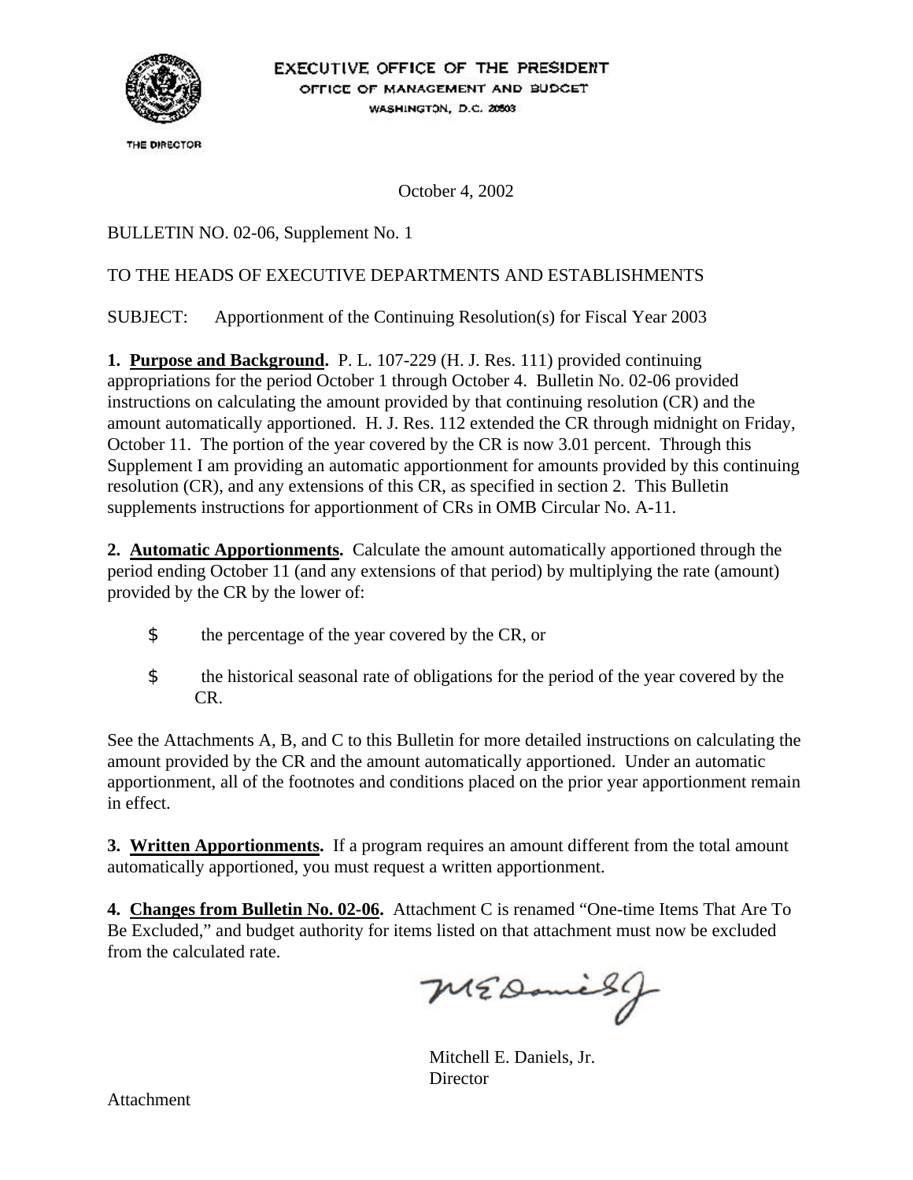EXECUTIVE OFFICE OF THE PRESIDENT
OFFICE OF MANAGEMENT AND BUDGET
WASHINGTON, D.C. 20503

THE DIRECTOR

October 4, 2002

BULLETIN NO. 02-06, Supplement No. 1

TO THE HEADS OF EXECUTIVE DEPARTMENTS AND ESTABLISHMENTS

SUBJECT: Apportionment of the Continuing Resolution(s) for Fiscal Year 2003

**1. Purpose and Background.** P. L. 107-229 (H. J. Res. 111) provided continuing appropriations for the period October 1 through October 4. Bulletin No. 02-06 provided instructions on calculating the amount provided by that continuing resolution (CR) and the amount automatically apportioned. H. J. Res. 112 extended the CR through midnight on Friday, October 11. The portion of the year covered by the CR is now 3.01 percent. Through this Supplement I am providing an automatic apportionment for amounts provided by this continuing resolution (CR), and any extensions of this CR, as specified in section 2. This Bulletin supplements instructions for apportionment of CRs in OMB Circular No. A-11.

**2. Automatic Apportionments.** Calculate the amount automatically apportioned through the period ending October 11 (and any extensions of that period) by multiplying the rate (amount) provided by the CR by the lower of:

- the percentage of the year covered by the CR, or
- the historical seasonal rate of obligations for the period of the year covered by the CR.

See the Attachments A, B, and C to this Bulletin for more detailed instructions on calculating the amount provided by the CR and the amount automatically apportioned. Under an automatic apportionment, all of the footnotes and conditions placed on the prior year apportionment remain in effect.

**3. Written Apportionments.** If a program requires an amount different from the total amount automatically apportioned, you must request a written apportionment.

**4. Changes from Bulletin No. 02-06.** Attachment C is renamed "One-time Items That Are To Be Excluded," and budget authority for items listed on that attachment must now be excluded from the calculated rate.

Mitchell E. Daniels, Jr.
Director

Attachment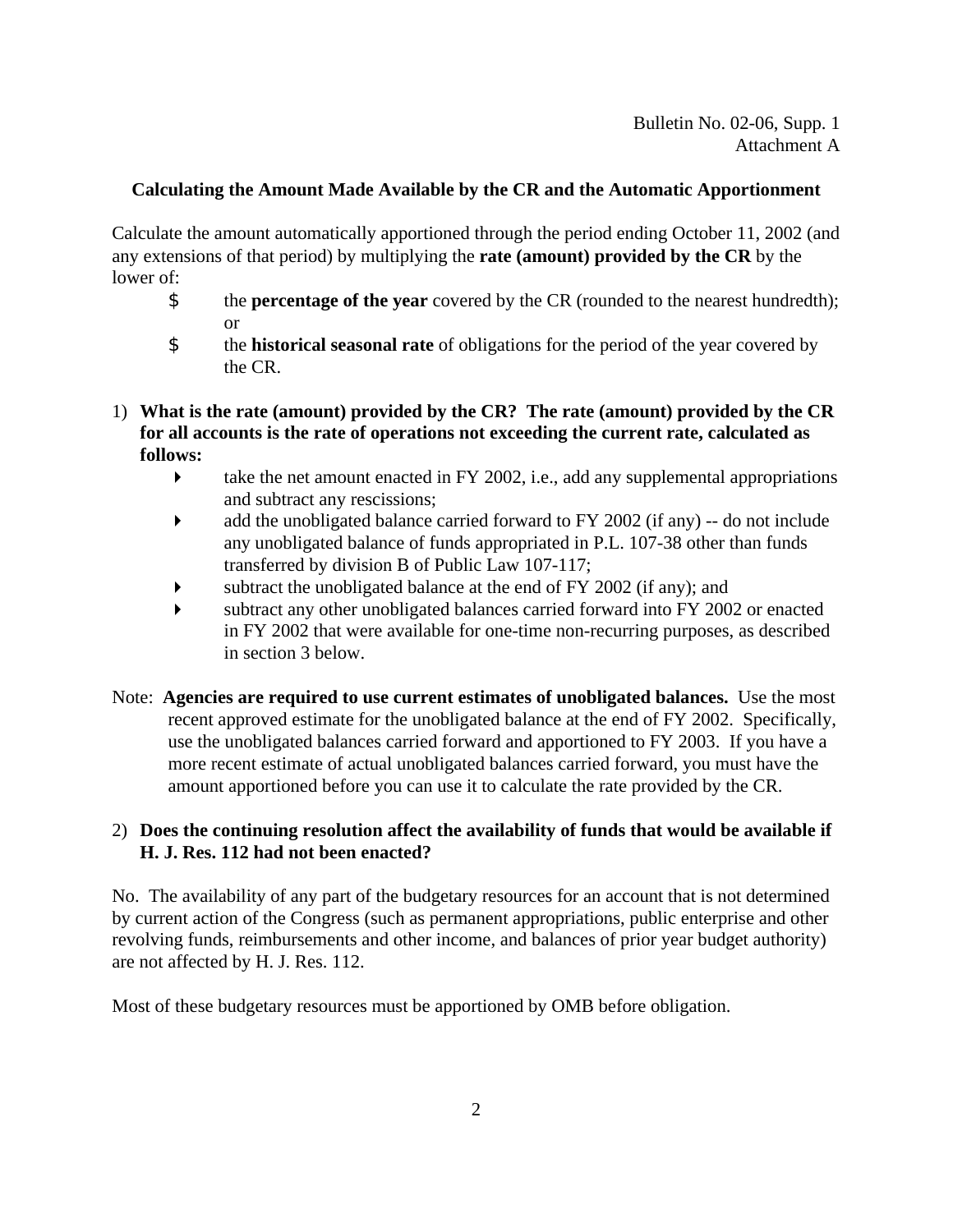Bulletin No. 02-06, Supp. 1
Attachment A

### Calculating the Amount Made Available by the CR and the Automatic Apportionment

Calculate the amount automatically apportioned through the period ending October 11, 2002 (and any extensions of that period) by multiplying the **rate (amount) provided by the CR** by the lower of:

- the **percentage of the year** covered by the CR (rounded to the nearest hundredth); or
- the **historical seasonal rate** of obligations for the period of the year covered by the CR.

1) **What is the rate (amount) provided by the CR? The rate (amount) provided by the CR for all accounts is the rate of operations not exceeding the current rate, calculated as follows:**

   - take the net amount enacted in FY 2002, i.e., add any supplemental appropriations and subtract any rescissions;
   - add the unobligated balance carried forward to FY 2002 (if any) -- do not include any unobligated balance of funds appropriated in P.L. 107-38 other than funds transferred by division B of Public Law 107-117;
   - subtract the unobligated balance at the end of FY 2002 (if any); and
   - subtract any other unobligated balances carried forward into FY 2002 or enacted in FY 2002 that were available for one-time non-recurring purposes, as described in section 3 below.

Note: **Agencies are required to use current estimates of unobligated balances.** Use the most recent approved estimate for the unobligated balance at the end of FY 2002. Specifically, use the unobligated balances carried forward and apportioned to FY 2003. If you have a more recent estimate of actual unobligated balances carried forward, you must have the amount apportioned before you can use it to calculate the rate provided by the CR.

2) **Does the continuing resolution affect the availability of funds that would be available if H. J. Res. 112 had not been enacted?**

No. The availability of any part of the budgetary resources for an account that is not determined by current action of the Congress (such as permanent appropriations, public enterprise and other revolving funds, reimbursements and other income, and balances of prior year budget authority) are not affected by H. J. Res. 112.

Most of these budgetary resources must be apportioned by OMB before obligation.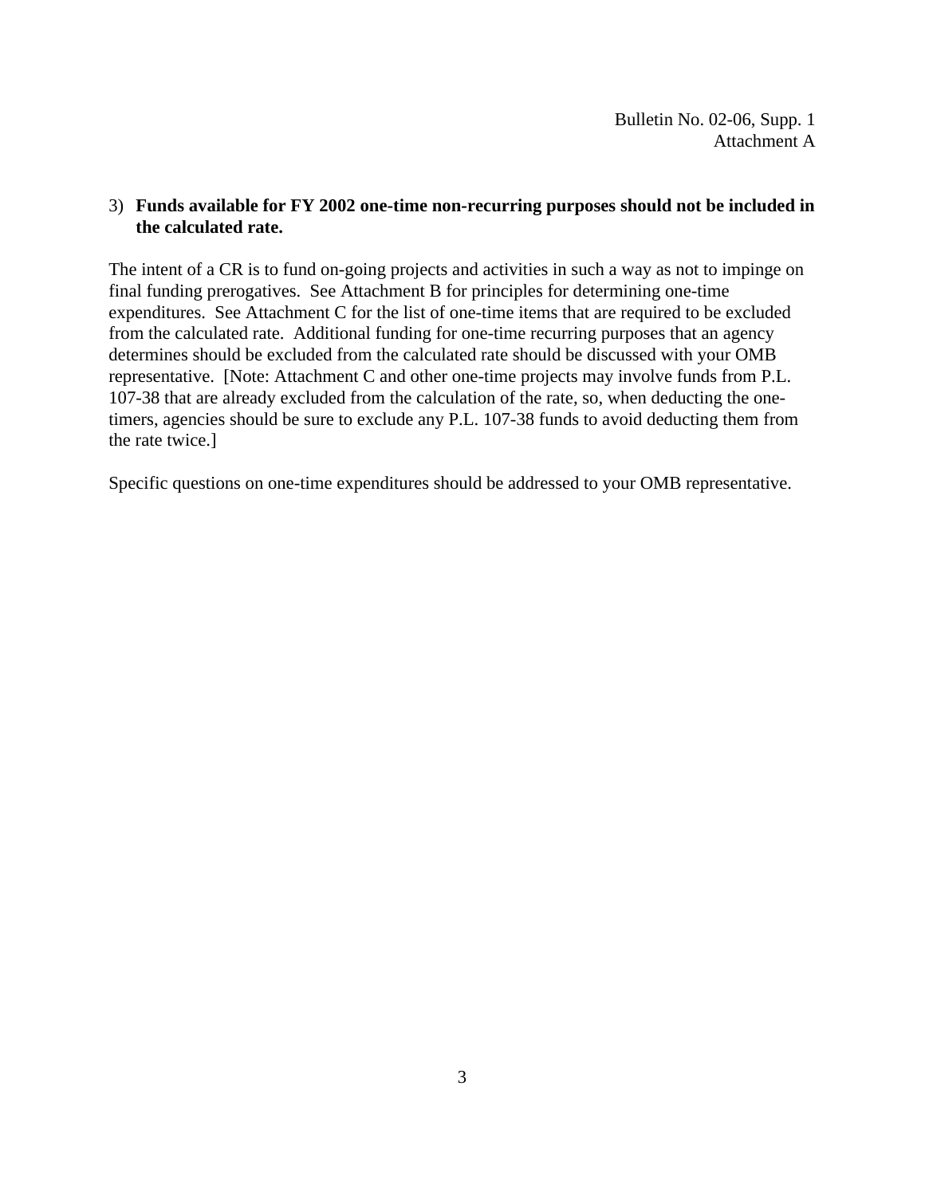3) **Funds available for FY 2002 one-time non-recurring purposes should not be included in the calculated rate.**

The intent of a CR is to fund on-going projects and activities in such a way as not to impinge on final funding prerogatives. See Attachment B for principles for determining one-time expenditures. See Attachment C for the list of one-time items that are required to be excluded from the calculated rate. Additional funding for one-time recurring purposes that an agency determines should be excluded from the calculated rate should be discussed with your OMB representative. [Note: Attachment C and other one-time projects may involve funds from P.L. 107-38 that are already excluded from the calculation of the rate, so, when deducting the one-timers, agencies should be sure to exclude any P.L. 107-38 funds to avoid deducting them from the rate twice.]

Specific questions on one-time expenditures should be addressed to your OMB representative.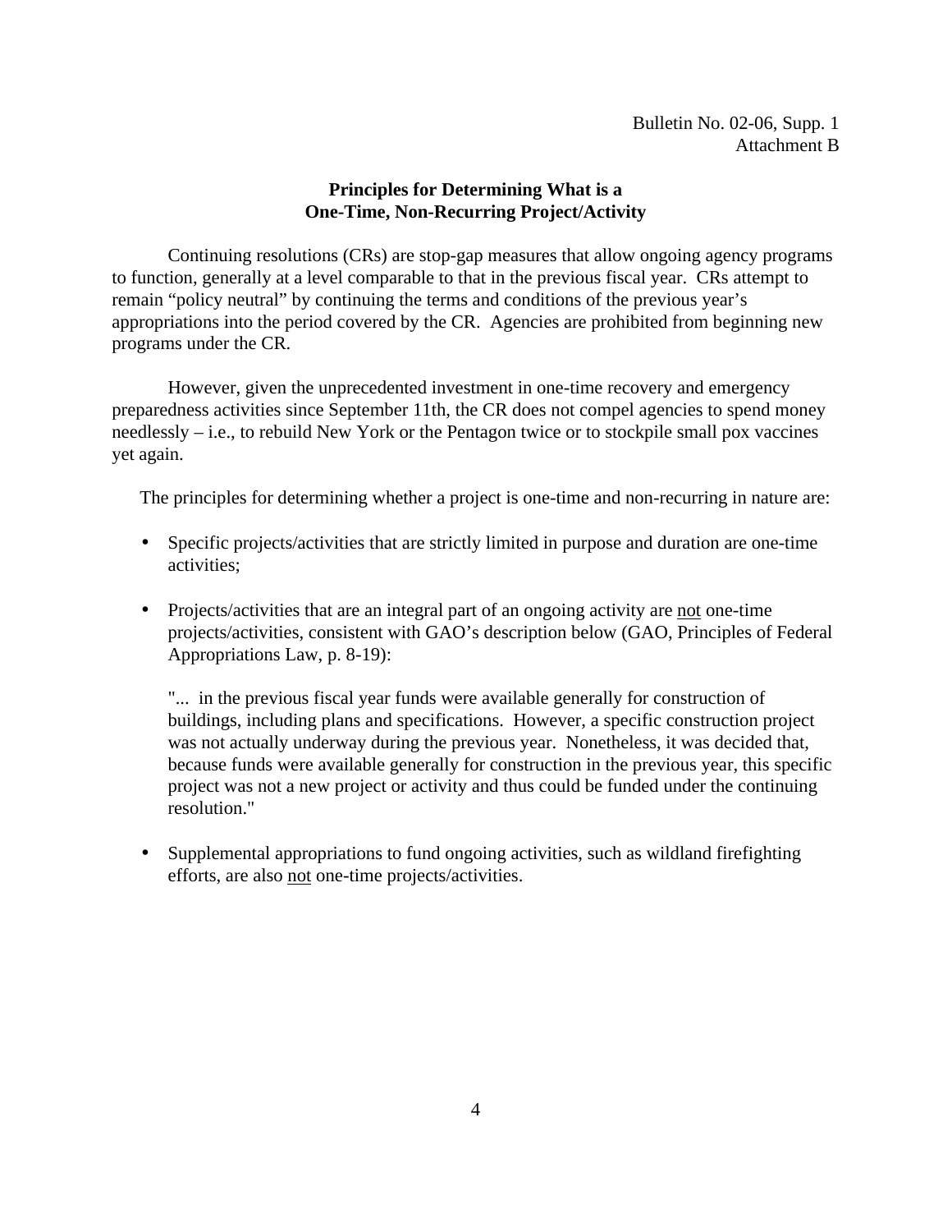Bulletin No. 02-06, Supp. 1
Attachment B

## Principles for Determining What is a One-Time, Non-Recurring Project/Activity

Continuing resolutions (CRs) are stop-gap measures that allow ongoing agency programs to function, generally at a level comparable to that in the previous fiscal year. CRs attempt to remain "policy neutral" by continuing the terms and conditions of the previous year's appropriations into the period covered by the CR. Agencies are prohibited from beginning new programs under the CR.

However, given the unprecedented investment in one-time recovery and emergency preparedness activities since September 11th, the CR does not compel agencies to spend money needlessly – i.e., to rebuild New York or the Pentagon twice or to stockpile small pox vaccines yet again.

The principles for determining whether a project is one-time and non-recurring in nature are:

- Specific projects/activities that are strictly limited in purpose and duration are one-time activities;
- Projects/activities that are an integral part of an ongoing activity are <u>not</u> one-time projects/activities, consistent with GAO's description below (GAO, Principles of Federal Appropriations Law, p. 8-19):

  "... in the previous fiscal year funds were available generally for construction of buildings, including plans and specifications. However, a specific construction project was not actually underway during the previous year. Nonetheless, it was decided that, because funds were available generally for construction in the previous year, this specific project was not a new project or activity and thus could be funded under the continuing resolution."

- Supplemental appropriations to fund ongoing activities, such as wildland firefighting efforts, are also <u>not</u> one-time projects/activities.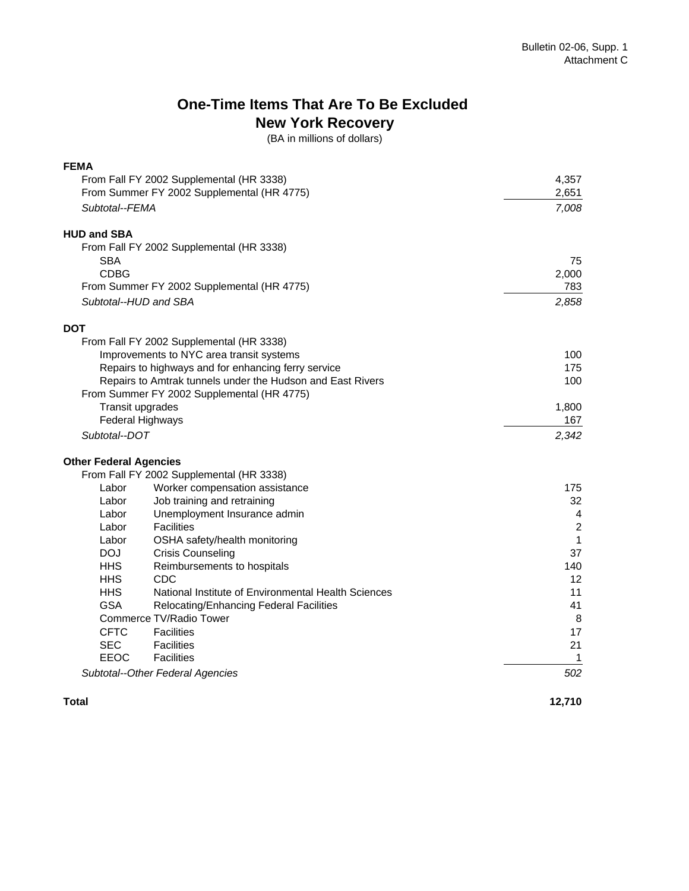Bulletin 02-06, Supp. 1
Attachment C

# One-Time Items That Are To Be Excluded
## New York Recovery

(BA in millions of dollars)

| | | |
|---|---|---|
| **FEMA** | | |
| From Fall FY 2002 Supplemental (HR 3338) | | 4,357 |
| From Summer FY 2002 Supplemental (HR 4775) | | 2,651 |
| *Subtotal--FEMA* | | *7,008* |
| **HUD and SBA** | | |
| From Fall FY 2002 Supplemental (HR 3338) | | |
| SBA | | 75 |
| CDBG | | 2,000 |
| From Summer FY 2002 Supplemental (HR 4775) | | 783 |
| *Subtotal--HUD and SBA* | | *2,858* |
| **DOT** | | |
| From Fall FY 2002 Supplemental (HR 3338) | | |
| Improvements to NYC area transit systems | | 100 |
| Repairs to highways and for enhancing ferry service | | 175 |
| Repairs to Amtrak tunnels under the Hudson and East Rivers | | 100 |
| From Summer FY 2002 Supplemental (HR 4775) | | |
| Transit upgrades | | 1,800 |
| Federal Highways | | 167 |
| *Subtotal--DOT* | | *2,342* |
| **Other Federal Agencies** | | |
| From Fall FY 2002 Supplemental (HR 3338) | | |
| Labor | Worker compensation assistance | 175 |
| Labor | Job training and retraining | 32 |
| Labor | Unemployment Insurance admin | 4 |
| Labor | Facilities | 2 |
| Labor | OSHA safety/health monitoring | 1 |
| DOJ | Crisis Counseling | 37 |
| HHS | Reimbursements to hospitals | 140 |
| HHS | CDC | 12 |
| HHS | National Institute of Environmental Health Sciences | 11 |
| GSA | Relocating/Enhancing Federal Facilities | 41 |
| Commerce TV/Radio Tower | | 8 |
| CFTC | Facilities | 17 |
| SEC | Facilities | 21 |
| EEOC | Facilities | 1 |
| *Subtotal--Other Federal Agencies* | | *502* |
| **Total** | | **12,710** |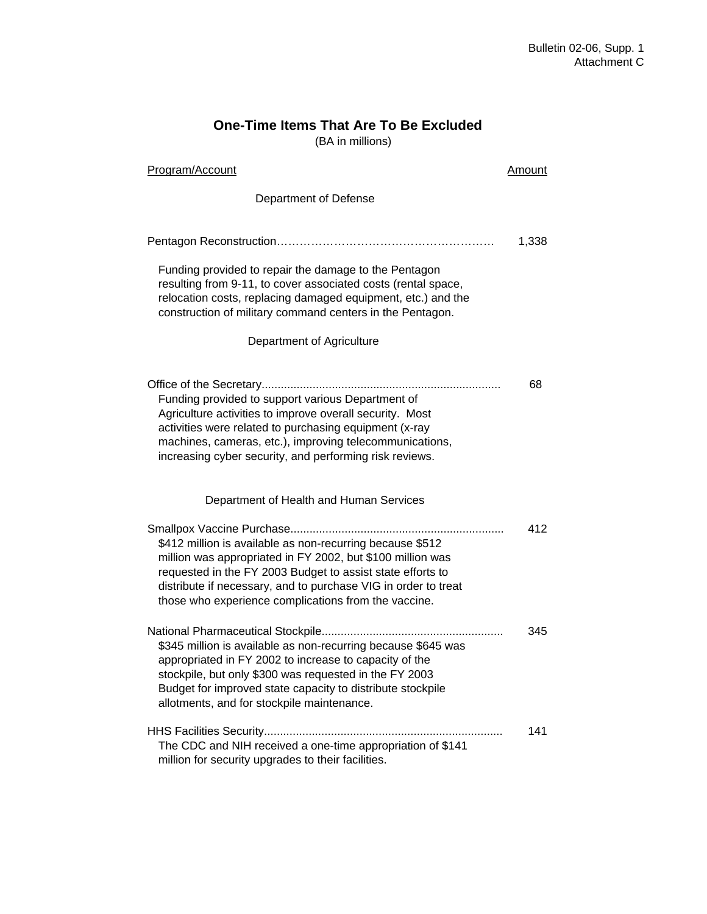Bulletin 02-06, Supp. 1
Attachment C

# One-Time Items That Are To Be Excluded

(BA in millions)

| Program/Account | Amount |
|---|---|
| **Department of Defense** | |
| Pentagon Reconstruction | 1,338 |
| Funding provided to repair the damage to the Pentagon resulting from 9-11, to cover associated costs (rental space, relocation costs, replacing damaged equipment, etc.) and the construction of military command centers in the Pentagon. | |
| **Department of Agriculture** | |
| Office of the Secretary | 68 |
| Funding provided to support various Department of Agriculture activities to improve overall security. Most activities were related to purchasing equipment (x-ray machines, cameras, etc.), improving telecommunications, increasing cyber security, and performing risk reviews. | |
| **Department of Health and Human Services** | |
| Smallpox Vaccine Purchase | 412 |
| $412 million is available as non-recurring because $512 million was appropriated in FY 2002, but $100 million was requested in the FY 2003 Budget to assist state efforts to distribute if necessary, and to purchase VIG in order to treat those who experience complications from the vaccine. | |
| National Pharmaceutical Stockpile | 345 |
| $345 million is available as non-recurring because $645 was appropriated in FY 2002 to increase to capacity of the stockpile, but only $300 was requested in the FY 2003 Budget for improved state capacity to distribute stockpile allotments, and for stockpile maintenance. | |
| HHS Facilities Security | 141 |
| The CDC and NIH received a one-time appropriation of $141 million for security upgrades to their facilities. | |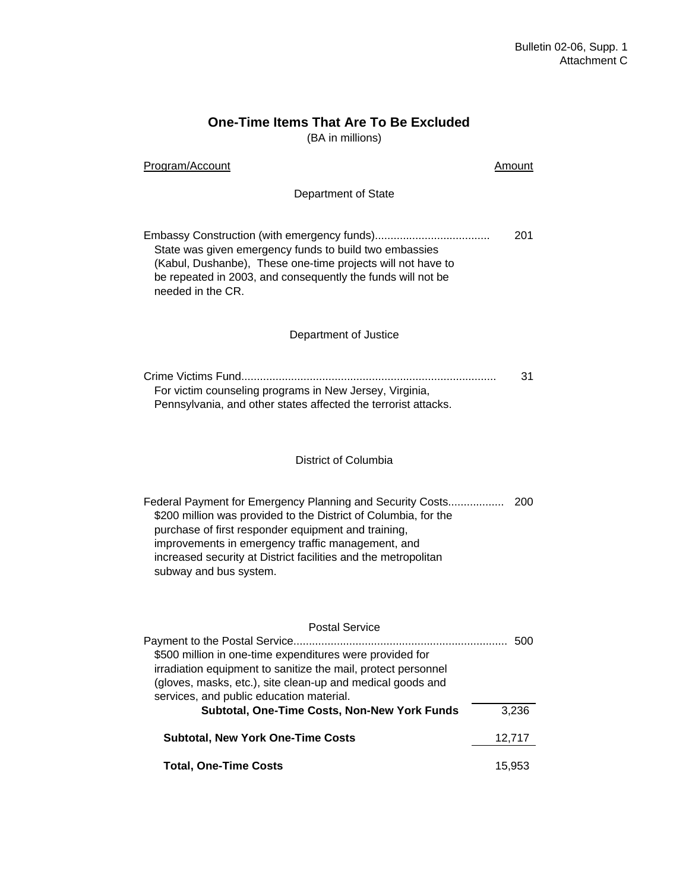Bulletin 02-06, Supp. 1
Attachment C

# One-Time Items That Are To Be Excluded

(BA in millions)

| Program/Account | Amount |
|---|---|
| **Department of State** | |
| Embassy Construction (with emergency funds).................................... | 201 |
| State was given emergency funds to build two embassies (Kabul, Dushanbe), These one-time projects will not have to be repeated in 2003, and consequently the funds will not be needed in the CR. | |
| **Department of Justice** | |
| Crime Victims Fund................................................................................. | 31 |
| For victim counseling programs in New Jersey, Virginia, Pennsylvania, and other states affected the terrorist attacks. | |
| **District of Columbia** | |
| Federal Payment for Emergency Planning and Security Costs................. | 200 |
| $200 million was provided to the District of Columbia, for the purchase of first responder equipment and training, improvements in emergency traffic management, and increased security at District facilities and the metropolitan subway and bus system. | |
| **Postal Service** | |
| Payment to the Postal Service.................................................................... | 500 |
| $500 million in one-time expenditures were provided for irradiation equipment to sanitize the mail, protect personnel (gloves, masks, etc.), site clean-up and medical goods and services, and public education material. | |
| **Subtotal, One-Time Costs, Non-New York Funds** | 3,236 |
| **Subtotal, New York One-Time Costs** | 12,717 |
| **Total, One-Time Costs** | 15,953 |